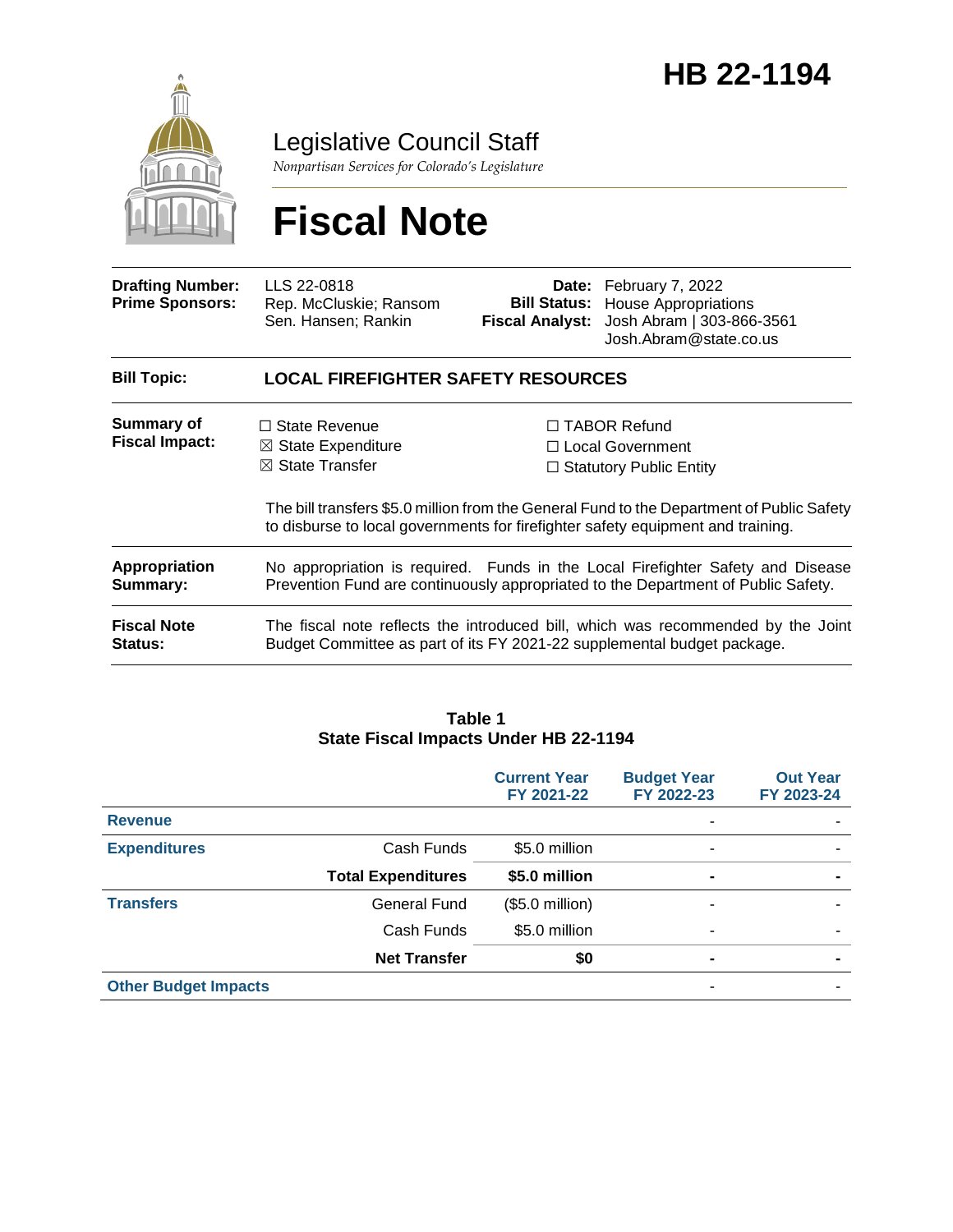# HB 22-1194

## Legislative Council Staff

*Nonpartisan Services for Colorado's Legislature*

# Fiscal Note

| | | | |
|---|---|---|---|
| **Drafting Number:** | LLS 22-0818 | **Date:** | February 7, 2022 |
| **Prime Sponsors:** | Rep. McCluskie; Ransom<br>Sen. Hansen; Rankin | **Bill Status:** | House Appropriations |
| | | **Fiscal Analyst:** | Josh Abram \| 303-866-3561<br>Josh.Abram@state.co.us |

**Bill Topic:** **LOCAL FIREFIGHTER SAFETY RESOURCES**

**Summary of Fiscal Impact:**

- ☐ State Revenue
- ☒ State Expenditure
- ☒ State Transfer
- ☐ TABOR Refund
- ☐ Local Government
- ☐ Statutory Public Entity

The bill transfers $5.0 million from the General Fund to the Department of Public Safety to disburse to local governments for firefighter safety equipment and training.

**Appropriation Summary:** No appropriation is required. Funds in the Local Firefighter Safety and Disease Prevention Fund are continuously appropriated to the Department of Public Safety.

**Fiscal Note Status:** The fiscal note reflects the introduced bill, which was recommended by the Joint Budget Committee as part of its FY 2021-22 supplemental budget package.

**Table 1**
**State Fiscal Impacts Under HB 22-1194**

| | | Current Year FY 2021-22 | Budget Year FY 2022-23 | Out Year FY 2023-24 |
|---|---|---|---|---|
| **Revenue** | | | - | - |
| **Expenditures** | Cash Funds | $5.0 million | - | - |
| | **Total Expenditures** | **$5.0 million** | **-** | **-** |
| **Transfers** | General Fund | ($5.0 million) | - | - |
| | Cash Funds | $5.0 million | - | - |
| | **Net Transfer** | **$0** | **-** | **-** |
| **Other Budget Impacts** | | | - | - |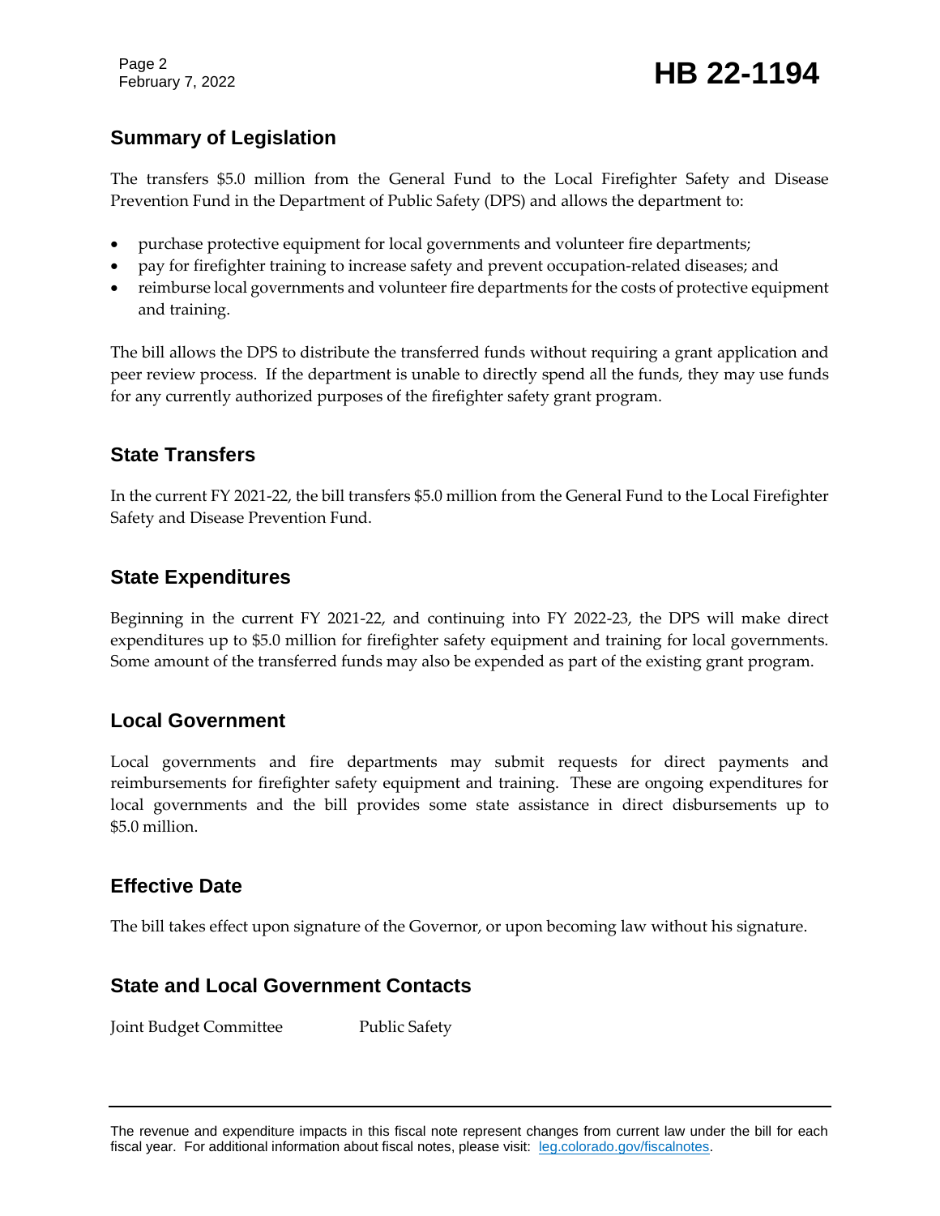## Summary of Legislation

The transfers $5.0 million from the General Fund to the Local Firefighter Safety and Disease Prevention Fund in the Department of Public Safety (DPS) and allows the department to:

- purchase protective equipment for local governments and volunteer fire departments;
- pay for firefighter training to increase safety and prevent occupation-related diseases; and
- reimburse local governments and volunteer fire departments for the costs of protective equipment and training.

The bill allows the DPS to distribute the transferred funds without requiring a grant application and peer review process. If the department is unable to directly spend all the funds, they may use funds for any currently authorized purposes of the firefighter safety grant program.

## State Transfers

In the current FY 2021-22, the bill transfers $5.0 million from the General Fund to the Local Firefighter Safety and Disease Prevention Fund.

## State Expenditures

Beginning in the current FY 2021-22, and continuing into FY 2022-23, the DPS will make direct expenditures up to $5.0 million for firefighter safety equipment and training for local governments. Some amount of the transferred funds may also be expended as part of the existing grant program.

## Local Government

Local governments and fire departments may submit requests for direct payments and reimbursements for firefighter safety equipment and training. These are ongoing expenditures for local governments and the bill provides some state assistance in direct disbursements up to $5.0 million.

## Effective Date

The bill takes effect upon signature of the Governor, or upon becoming law without his signature.

## State and Local Government Contacts

Joint Budget Committee    Public Safety

The revenue and expenditure impacts in this fiscal note represent changes from current law under the bill for each fiscal year. For additional information about fiscal notes, please visit: leg.colorado.gov/fiscalnotes.